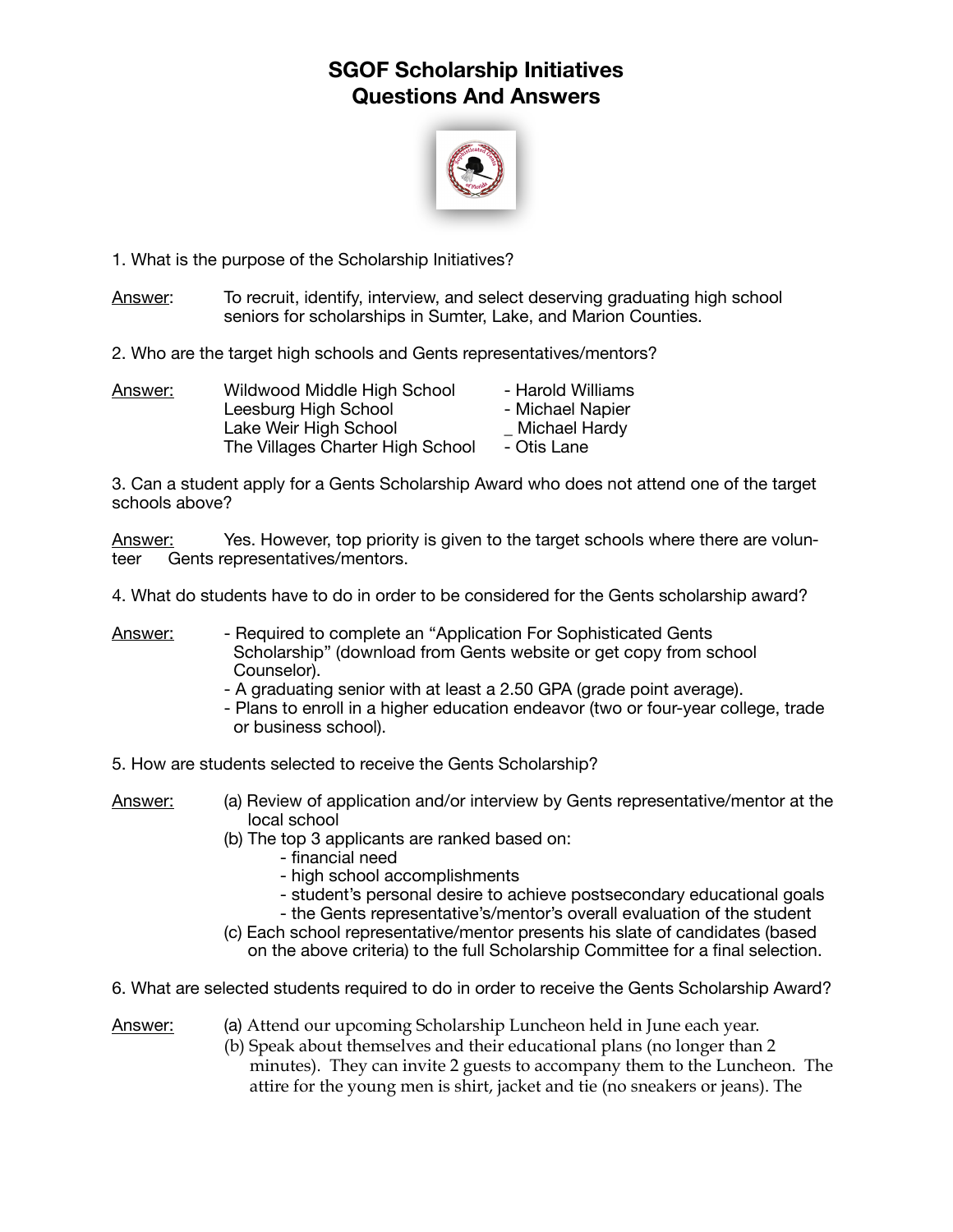# SGOF Scholarship Initiatives
# Questions And Answers

1. What is the purpose of the Scholarship Initiatives?

Answer: To recruit, identify, interview, and select deserving graduating high school seniors for scholarships in Sumter, Lake, and Marion Counties.

2. Who are the target high schools and Gents representatives/mentors?

Answer:

| School | Representative/Mentor |
|---|---|
| Wildwood Middle High School | - Harold Williams |
| Leesburg High School | - Michael Napier |
| Lake Weir High School | _ Michael Hardy |
| The Villages Charter High School | - Otis Lane |

3. Can a student apply for a Gents Scholarship Award who does not attend one of the target schools above?

Answer: Yes. However, top priority is given to the target schools where there are volunteer Gents representatives/mentors.

4. What do students have to do in order to be considered for the Gents scholarship award?

Answer:
- Required to complete an "Application For Sophisticated Gents Scholarship" (download from Gents website or get copy from school Counselor).
- A graduating senior with at least a 2.50 GPA (grade point average).
- Plans to enroll in a higher education endeavor (two or four-year college, trade or business school).

5. How are students selected to receive the Gents Scholarship?

Answer:

(a) Review of application and/or interview by Gents representative/mentor at the local school

(b) The top 3 applicants are ranked based on:
- financial need
- high school accomplishments
- student's personal desire to achieve postsecondary educational goals
- the Gents representative's/mentor's overall evaluation of the student

(c) Each school representative/mentor presents his slate of candidates (based on the above criteria) to the full Scholarship Committee for a final selection.

6. What are selected students required to do in order to receive the Gents Scholarship Award?

Answer:

(a) Attend our upcoming Scholarship Luncheon held in June each year.

(b) Speak about themselves and their educational plans (no longer than 2 minutes). They can invite 2 guests to accompany them to the Luncheon. The attire for the young men is shirt, jacket and tie (no sneakers or jeans). The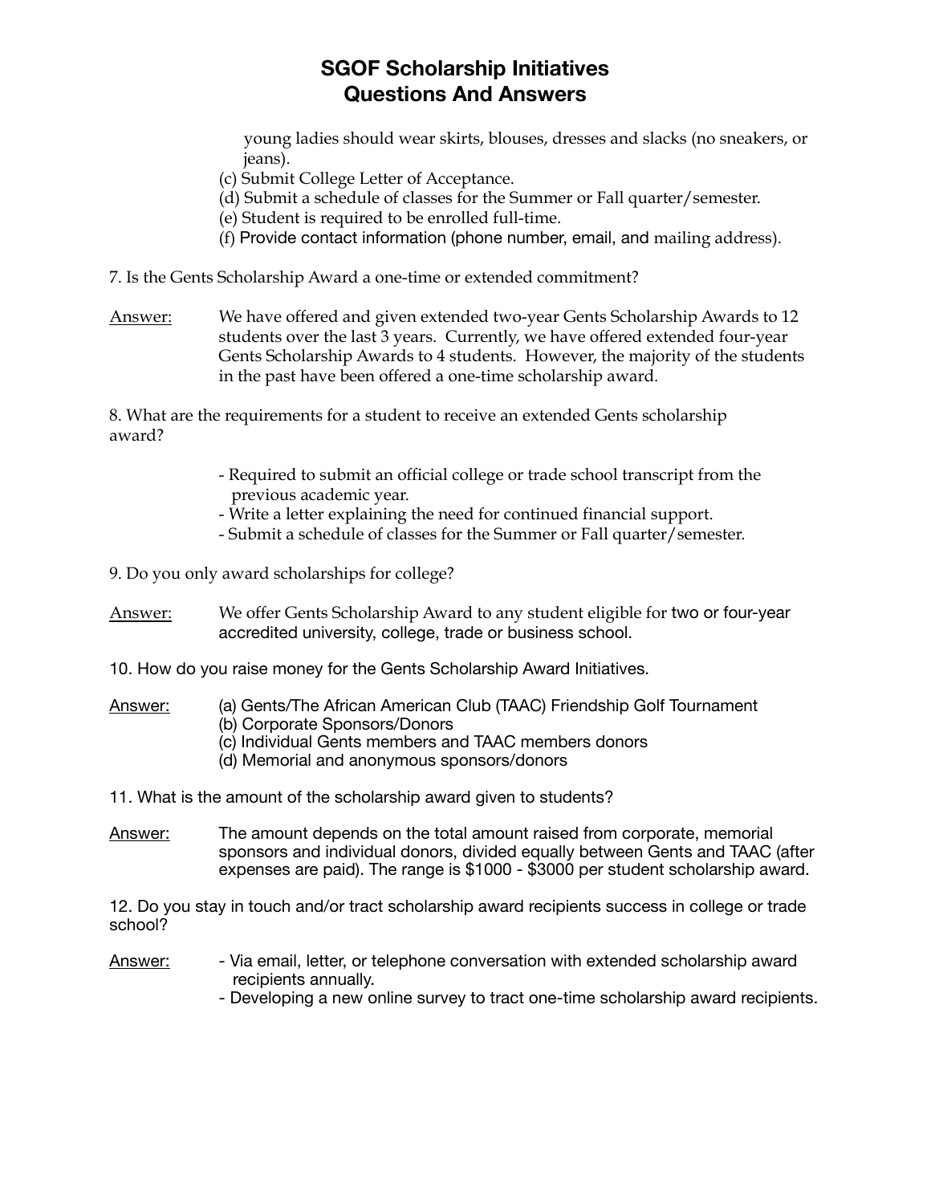young ladies should wear skirts, blouses, dresses and slacks (no sneakers, or jeans).

(c) Submit College Letter of Acceptance.
(d) Submit a schedule of classes for the Summer or Fall quarter/semester.
(e) Student is required to be enrolled full-time.
(f) Provide contact information (phone number, email, and mailing address).

7. Is the Gents Scholarship Award a one-time or extended commitment?

Answer: We have offered and given extended two-year Gents Scholarship Awards to 12 students over the last 3 years. Currently, we have offered extended four-year Gents Scholarship Awards to 4 students. However, the majority of the students in the past have been offered a one-time scholarship award.

8. What are the requirements for a student to receive an extended Gents scholarship award?

- Required to submit an official college or trade school transcript from the previous academic year.
- Write a letter explaining the need for continued financial support.
- Submit a schedule of classes for the Summer or Fall quarter/semester.

9. Do you only award scholarships for college?

Answer: We offer Gents Scholarship Award to any student eligible for two or four-year accredited university, college, trade or business school.

10. How do you raise money for the Gents Scholarship Award Initiatives.

Answer: (a) Gents/The African American Club (TAAC) Friendship Golf Tournament
(b) Corporate Sponsors/Donors
(c) Individual Gents members and TAAC members donors
(d) Memorial and anonymous sponsors/donors

11. What is the amount of the scholarship award given to students?

Answer: The amount depends on the total amount raised from corporate, memorial sponsors and individual donors, divided equally between Gents and TAAC (after expenses are paid). The range is $1000 - $3000 per student scholarship award.

12. Do you stay in touch and/or tract scholarship award recipients success in college or trade school?

Answer:
- Via email, letter, or telephone conversation with extended scholarship award recipients annually.
- Developing a new online survey to tract one-time scholarship award recipients.